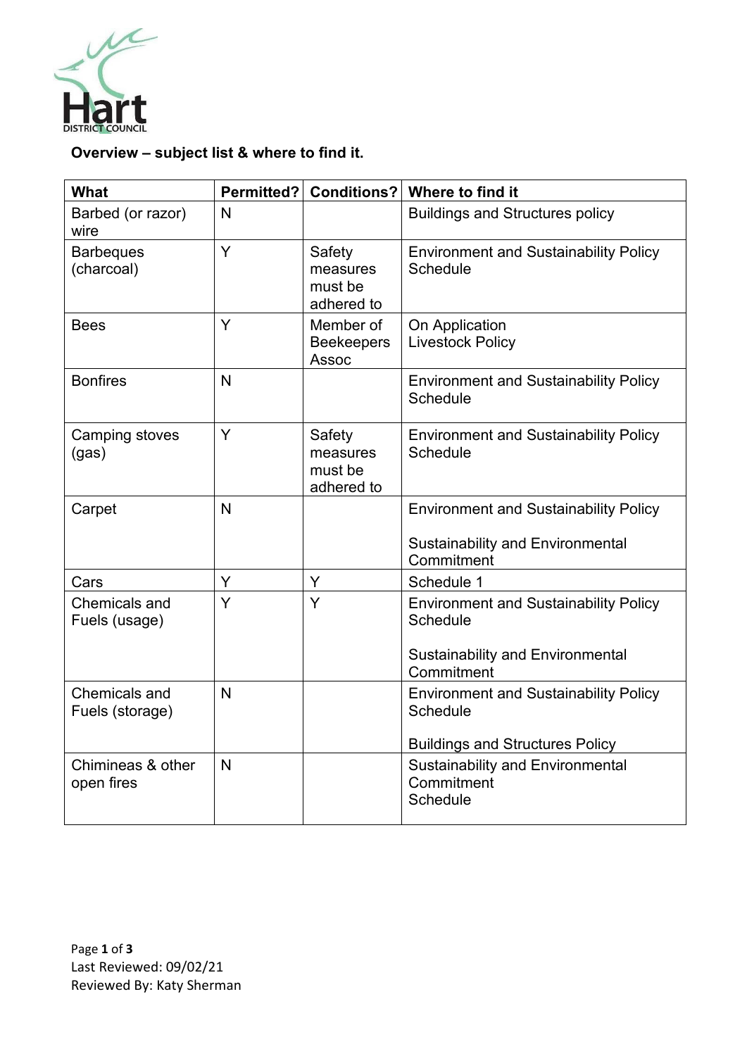Hart DISTRICT COUNCIL

**Overview – subject list & where to find it.**

| What | Permitted? | Conditions? | Where to find it |
|---|---|---|---|
| Barbed (or razor) wire | N | | Buildings and Structures policy |
| Barbeques (charcoal) | Y | Safety measures must be adhered to | Environment and Sustainability Policy Schedule |
| Bees | Y | Member of Beekeepers Assoc | On Application Livestock Policy |
| Bonfires | N | | Environment and Sustainability Policy Schedule |
| Camping stoves (gas) | Y | Safety measures must be adhered to | Environment and Sustainability Policy Schedule |
| Carpet | N | | Environment and Sustainability Policy<br><br>Sustainability and Environmental Commitment |
| Cars | Y | Y | Schedule 1 |
| Chemicals and Fuels (usage) | Y | Y | Environment and Sustainability Policy Schedule<br><br>Sustainability and Environmental Commitment |
| Chemicals and Fuels (storage) | N | | Environment and Sustainability Policy Schedule<br><br>Buildings and Structures Policy |
| Chimineas & other open fires | N | | Sustainability and Environmental Commitment Schedule |

Last Reviewed: 09/02/21
Reviewed By: Katy Sherman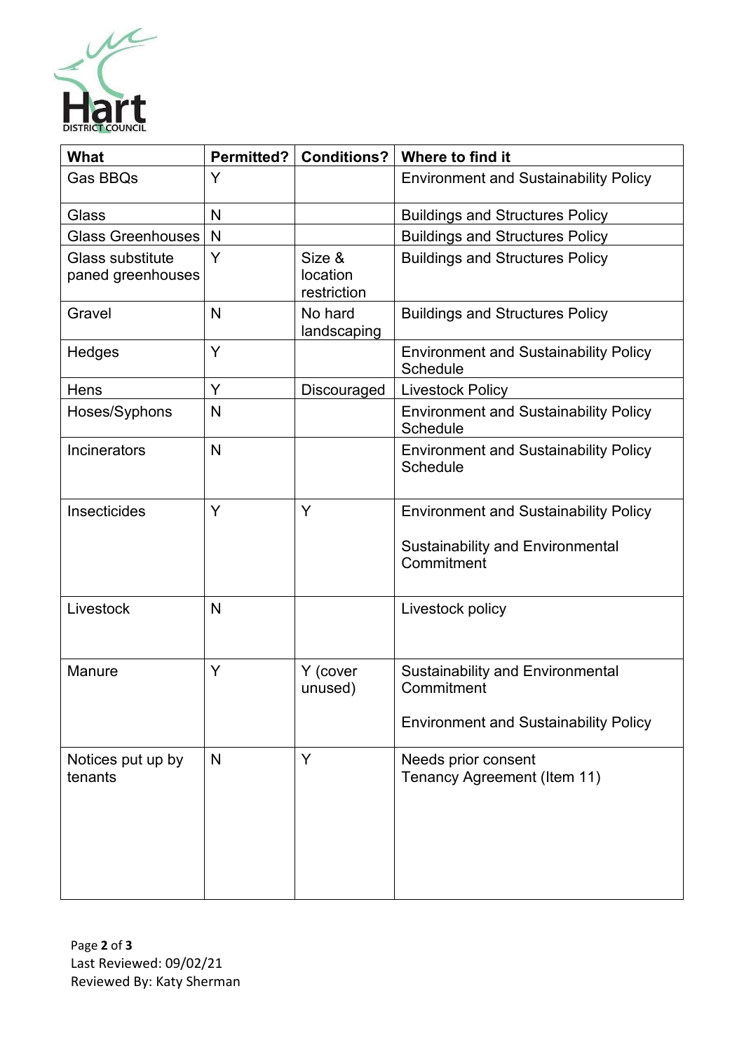| What | Permitted? | Conditions? | Where to find it |
|---|---|---|---|
| Gas BBQs | Y | | Environment and Sustainability Policy |
| Glass | N | | Buildings and Structures Policy |
| Glass Greenhouses | N | | Buildings and Structures Policy |
| Glass substitute paned greenhouses | Y | Size & location restriction | Buildings and Structures Policy |
| Gravel | N | No hard landscaping | Buildings and Structures Policy |
| Hedges | Y | | Environment and Sustainability Policy Schedule |
| Hens | Y | Discouraged | Livestock Policy |
| Hoses/Syphons | N | | Environment and Sustainability Policy Schedule |
| Incinerators | N | | Environment and Sustainability Policy Schedule |
| Insecticides | Y | Y | Environment and Sustainability Policy<br><br>Sustainability and Environmental Commitment |
| Livestock | N | | Livestock policy |
| Manure | Y | Y (cover unused) | Sustainability and Environmental Commitment<br><br>Environment and Sustainability Policy |
| Notices put up by tenants | N | Y | Needs prior consent<br>Tenancy Agreement (Item 11) |

Last Reviewed: 09/02/21
Reviewed By: Katy Sherman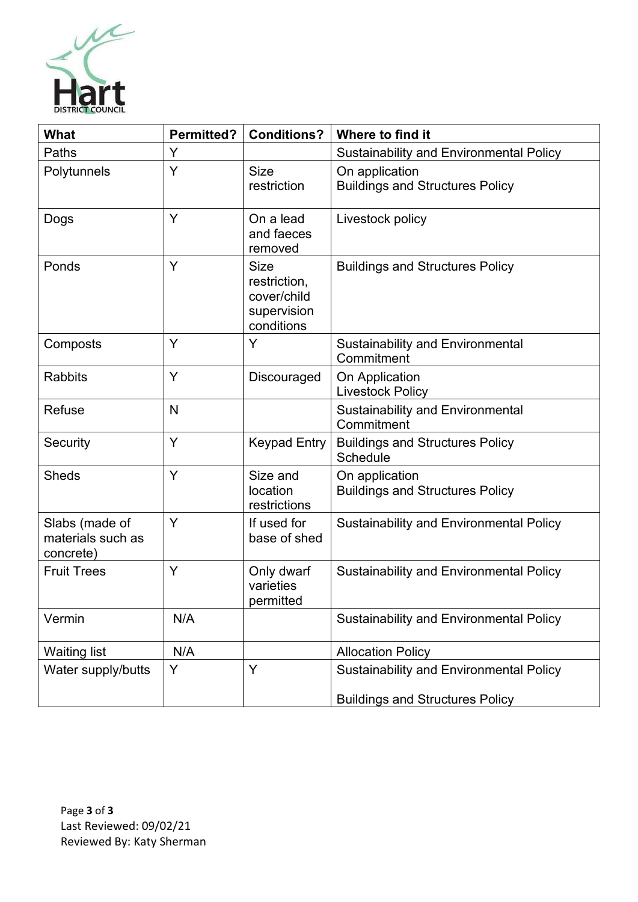| What | Permitted? | Conditions? | Where to find it |
|---|---|---|---|
| Paths | Y | | Sustainability and Environmental Policy |
| Polytunnels | Y | Size restriction | On application<br>Buildings and Structures Policy |
| Dogs | Y | On a lead and faeces removed | Livestock policy |
| Ponds | Y | Size restriction, cover/child supervision conditions | Buildings and Structures Policy |
| Composts | Y | Y | Sustainability and Environmental Commitment |
| Rabbits | Y | Discouraged | On Application<br>Livestock Policy |
| Refuse | N | | Sustainability and Environmental Commitment |
| Security | Y | Keypad Entry | Buildings and Structures Policy Schedule |
| Sheds | Y | Size and location restrictions | On application<br>Buildings and Structures Policy |
| Slabs (made of materials such as concrete) | Y | If used for base of shed | Sustainability and Environmental Policy |
| Fruit Trees | Y | Only dwarf varieties permitted | Sustainability and Environmental Policy |
| Vermin | N/A | | Sustainability and Environmental Policy |
| Waiting list | N/A | | Allocation Policy |
| Water supply/butts | Y | Y | Sustainability and Environmental Policy<br><br>Buildings and Structures Policy |

Last Reviewed: 09/02/21
Reviewed By: Katy Sherman